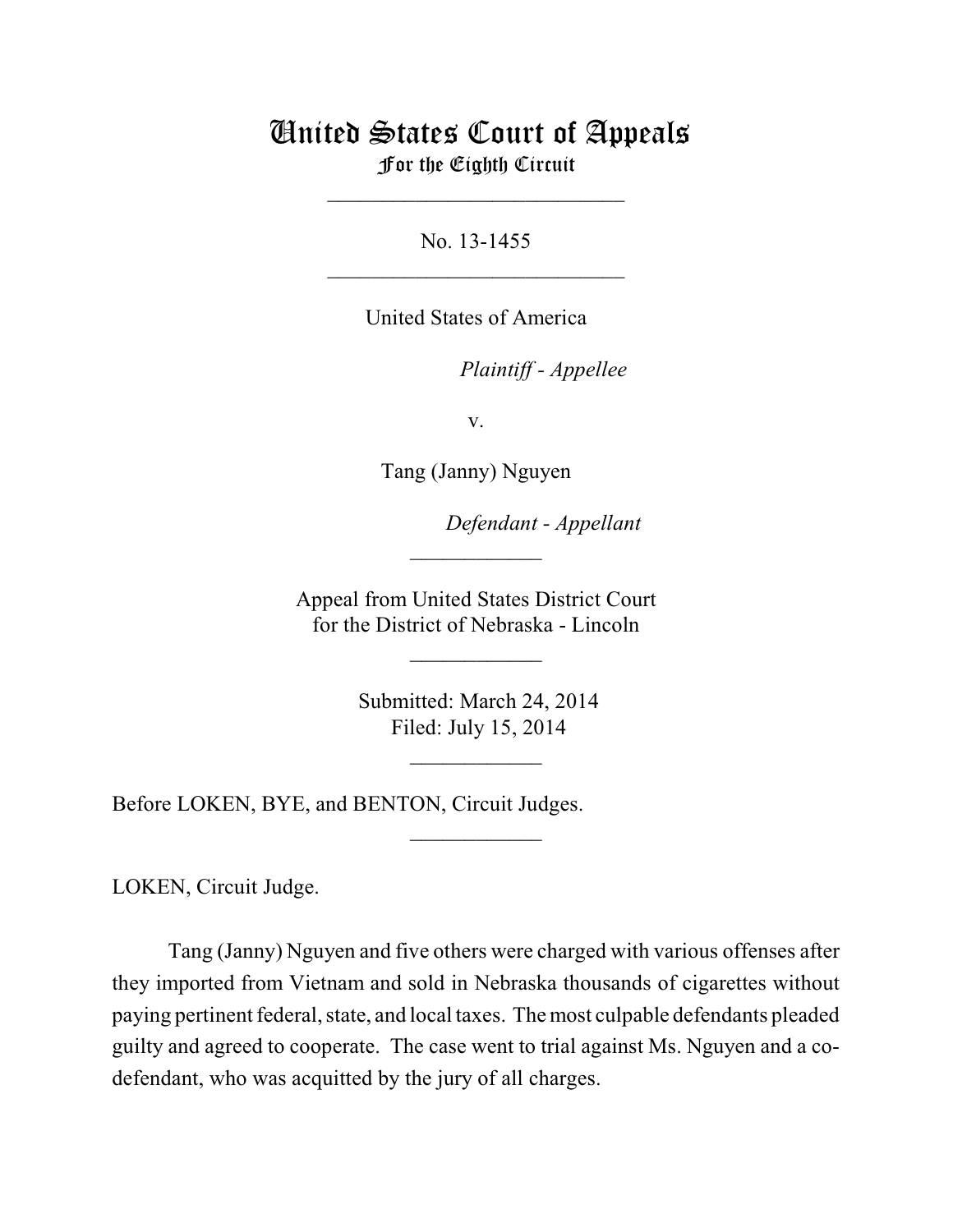# United States Court of Appeals
## For the Eighth Circuit

___________________________

No. 13-1455

___________________________

United States of America

*Plaintiff - Appellee*

v.

Tang (Janny) Nguyen

*Defendant - Appellant*

____________

Appeal from United States District Court
for the District of Nebraska - Lincoln

____________

Submitted: March 24, 2014
Filed: July 15, 2014

____________

Before LOKEN, BYE, and BENTON, Circuit Judges.

____________

LOKEN, Circuit Judge.

Tang (Janny) Nguyen and five others were charged with various offenses after they imported from Vietnam and sold in Nebraska thousands of cigarettes without paying pertinent federal, state, and local taxes. The most culpable defendants pleaded guilty and agreed to cooperate. The case went to trial against Ms. Nguyen and a co-defendant, who was acquitted by the jury of all charges.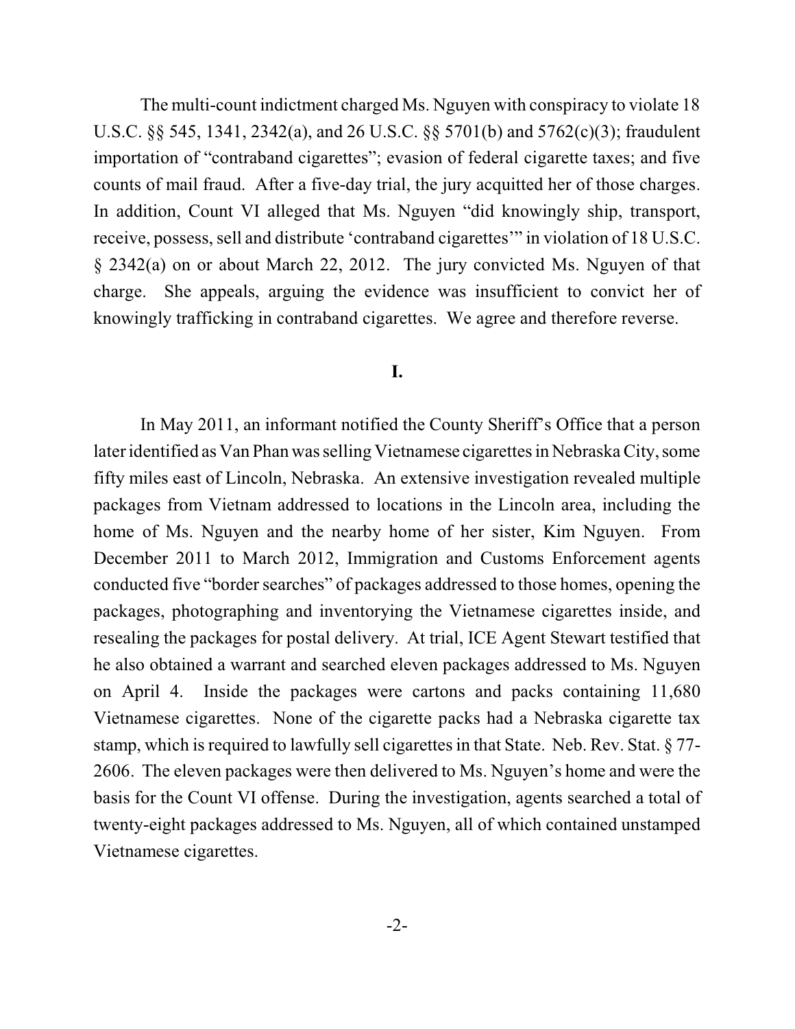The multi-count indictment charged Ms. Nguyen with conspiracy to violate 18 U.S.C. §§ 545, 1341, 2342(a), and 26 U.S.C. §§ 5701(b) and 5762(c)(3); fraudulent importation of "contraband cigarettes"; evasion of federal cigarette taxes; and five counts of mail fraud. After a five-day trial, the jury acquitted her of those charges. In addition, Count VI alleged that Ms. Nguyen "did knowingly ship, transport, receive, possess, sell and distribute 'contraband cigarettes'" in violation of 18 U.S.C. § 2342(a) on or about March 22, 2012. The jury convicted Ms. Nguyen of that charge. She appeals, arguing the evidence was insufficient to convict her of knowingly trafficking in contraband cigarettes. We agree and therefore reverse.

## I.

In May 2011, an informant notified the County Sheriff's Office that a person later identified as Van Phan was selling Vietnamese cigarettes in Nebraska City, some fifty miles east of Lincoln, Nebraska. An extensive investigation revealed multiple packages from Vietnam addressed to locations in the Lincoln area, including the home of Ms. Nguyen and the nearby home of her sister, Kim Nguyen. From December 2011 to March 2012, Immigration and Customs Enforcement agents conducted five "border searches" of packages addressed to those homes, opening the packages, photographing and inventorying the Vietnamese cigarettes inside, and resealing the packages for postal delivery. At trial, ICE Agent Stewart testified that he also obtained a warrant and searched eleven packages addressed to Ms. Nguyen on April 4. Inside the packages were cartons and packs containing 11,680 Vietnamese cigarettes. None of the cigarette packs had a Nebraska cigarette tax stamp, which is required to lawfully sell cigarettes in that State. Neb. Rev. Stat. § 77-2606. The eleven packages were then delivered to Ms. Nguyen's home and were the basis for the Count VI offense. During the investigation, agents searched a total of twenty-eight packages addressed to Ms. Nguyen, all of which contained unstamped Vietnamese cigarettes.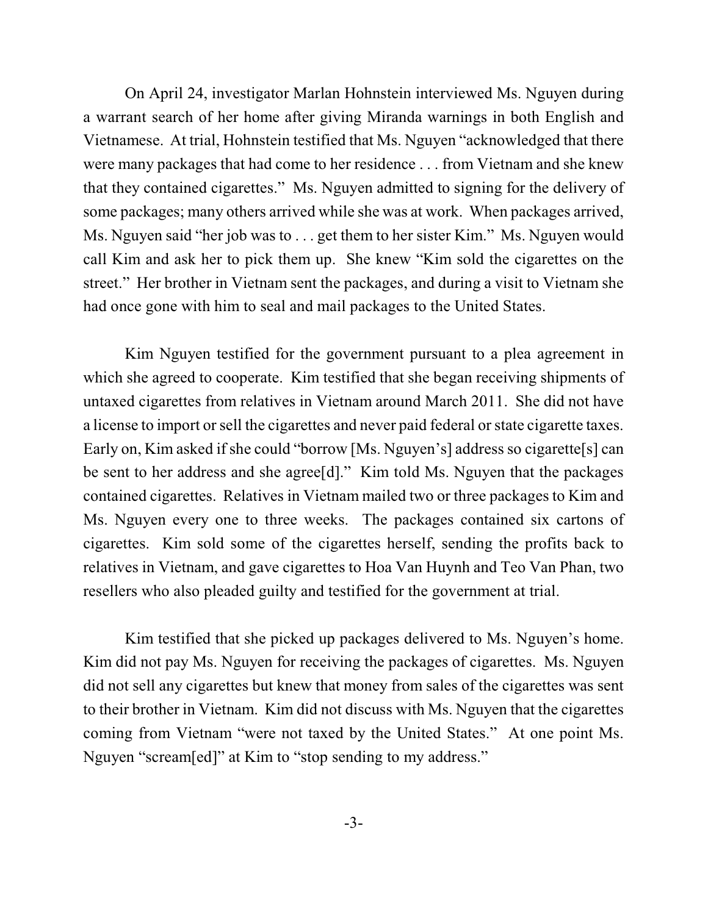On April 24, investigator Marlan Hohnstein interviewed Ms. Nguyen during a warrant search of her home after giving Miranda warnings in both English and Vietnamese. At trial, Hohnstein testified that Ms. Nguyen "acknowledged that there were many packages that had come to her residence . . . from Vietnam and she knew that they contained cigarettes." Ms. Nguyen admitted to signing for the delivery of some packages; many others arrived while she was at work. When packages arrived, Ms. Nguyen said "her job was to . . . get them to her sister Kim." Ms. Nguyen would call Kim and ask her to pick them up. She knew "Kim sold the cigarettes on the street." Her brother in Vietnam sent the packages, and during a visit to Vietnam she had once gone with him to seal and mail packages to the United States.

Kim Nguyen testified for the government pursuant to a plea agreement in which she agreed to cooperate. Kim testified that she began receiving shipments of untaxed cigarettes from relatives in Vietnam around March 2011. She did not have a license to import or sell the cigarettes and never paid federal or state cigarette taxes. Early on, Kim asked if she could "borrow [Ms. Nguyen's] address so cigarette[s] can be sent to her address and she agree[d]." Kim told Ms. Nguyen that the packages contained cigarettes. Relatives in Vietnam mailed two or three packages to Kim and Ms. Nguyen every one to three weeks. The packages contained six cartons of cigarettes. Kim sold some of the cigarettes herself, sending the profits back to relatives in Vietnam, and gave cigarettes to Hoa Van Huynh and Teo Van Phan, two resellers who also pleaded guilty and testified for the government at trial.

Kim testified that she picked up packages delivered to Ms. Nguyen's home. Kim did not pay Ms. Nguyen for receiving the packages of cigarettes. Ms. Nguyen did not sell any cigarettes but knew that money from sales of the cigarettes was sent to their brother in Vietnam. Kim did not discuss with Ms. Nguyen that the cigarettes coming from Vietnam "were not taxed by the United States." At one point Ms. Nguyen "scream[ed]" at Kim to "stop sending to my address."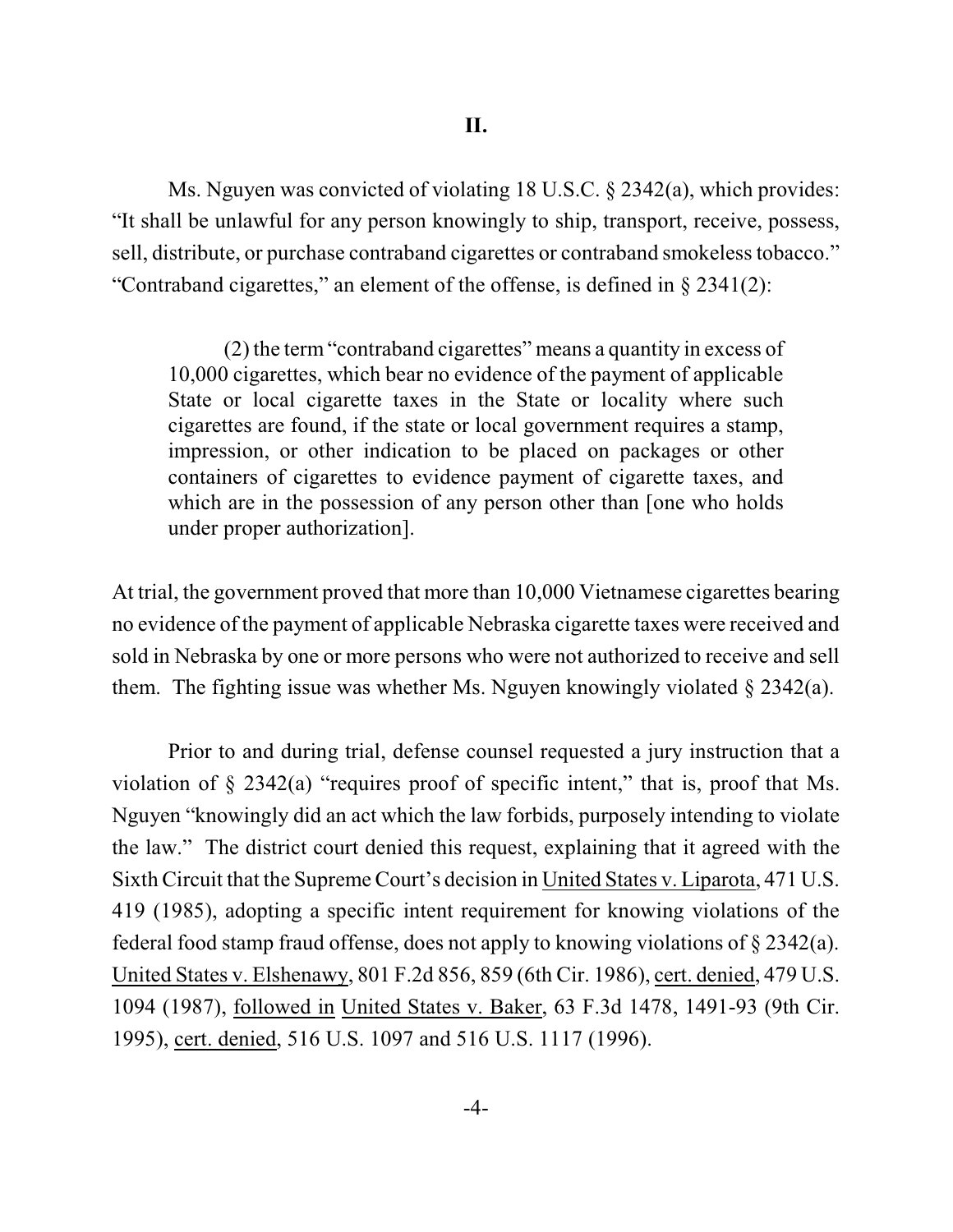## II.

Ms. Nguyen was convicted of violating 18 U.S.C. § 2342(a), which provides: "It shall be unlawful for any person knowingly to ship, transport, receive, possess, sell, distribute, or purchase contraband cigarettes or contraband smokeless tobacco." "Contraband cigarettes," an element of the offense, is defined in § 2341(2):

> (2) the term "contraband cigarettes" means a quantity in excess of 10,000 cigarettes, which bear no evidence of the payment of applicable State or local cigarette taxes in the State or locality where such cigarettes are found, if the state or local government requires a stamp, impression, or other indication to be placed on packages or other containers of cigarettes to evidence payment of cigarette taxes, and which are in the possession of any person other than [one who holds under proper authorization].

At trial, the government proved that more than 10,000 Vietnamese cigarettes bearing no evidence of the payment of applicable Nebraska cigarette taxes were received and sold in Nebraska by one or more persons who were not authorized to receive and sell them. The fighting issue was whether Ms. Nguyen knowingly violated § 2342(a).

Prior to and during trial, defense counsel requested a jury instruction that a violation of § 2342(a) "requires proof of specific intent," that is, proof that Ms. Nguyen "knowingly did an act which the law forbids, purposely intending to violate the law." The district court denied this request, explaining that it agreed with the Sixth Circuit that the Supreme Court's decision in United States v. Liparota, 471 U.S. 419 (1985), adopting a specific intent requirement for knowing violations of the federal food stamp fraud offense, does not apply to knowing violations of § 2342(a). United States v. Elshenawy, 801 F.2d 856, 859 (6th Cir. 1986), cert. denied, 479 U.S. 1094 (1987), followed in United States v. Baker, 63 F.3d 1478, 1491-93 (9th Cir. 1995), cert. denied, 516 U.S. 1097 and 516 U.S. 1117 (1996).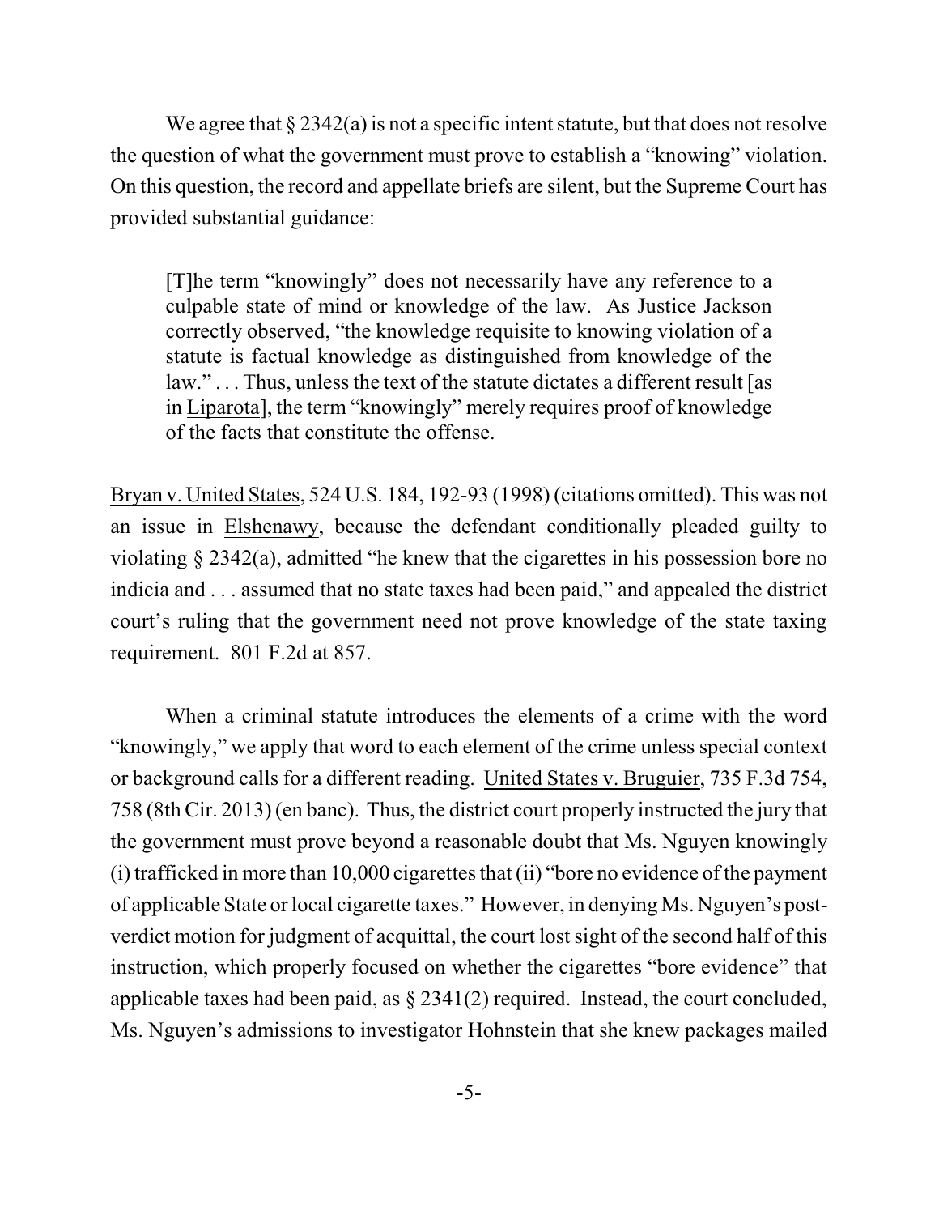We agree that § 2342(a) is not a specific intent statute, but that does not resolve the question of what the government must prove to establish a "knowing" violation. On this question, the record and appellate briefs are silent, but the Supreme Court has provided substantial guidance:

> [T]he term "knowingly" does not necessarily have any reference to a culpable state of mind or knowledge of the law. As Justice Jackson correctly observed, "the knowledge requisite to knowing violation of a statute is factual knowledge as distinguished from knowledge of the law." . . . Thus, unless the text of the statute dictates a different result [as in Liparota], the term "knowingly" merely requires proof of knowledge of the facts that constitute the offense.

Bryan v. United States, 524 U.S. 184, 192-93 (1998) (citations omitted). This was not an issue in Elshenawy, because the defendant conditionally pleaded guilty to violating § 2342(a), admitted "he knew that the cigarettes in his possession bore no indicia and . . . assumed that no state taxes had been paid," and appealed the district court's ruling that the government need not prove knowledge of the state taxing requirement. 801 F.2d at 857.

When a criminal statute introduces the elements of a crime with the word "knowingly," we apply that word to each element of the crime unless special context or background calls for a different reading. United States v. Bruguier, 735 F.3d 754, 758 (8th Cir. 2013) (en banc). Thus, the district court properly instructed the jury that the government must prove beyond a reasonable doubt that Ms. Nguyen knowingly (i) trafficked in more than 10,000 cigarettes that (ii) "bore no evidence of the payment of applicable State or local cigarette taxes." However, in denying Ms. Nguyen's post-verdict motion for judgment of acquittal, the court lost sight of the second half of this instruction, which properly focused on whether the cigarettes "bore evidence" that applicable taxes had been paid, as § 2341(2) required. Instead, the court concluded, Ms. Nguyen's admissions to investigator Hohnstein that she knew packages mailed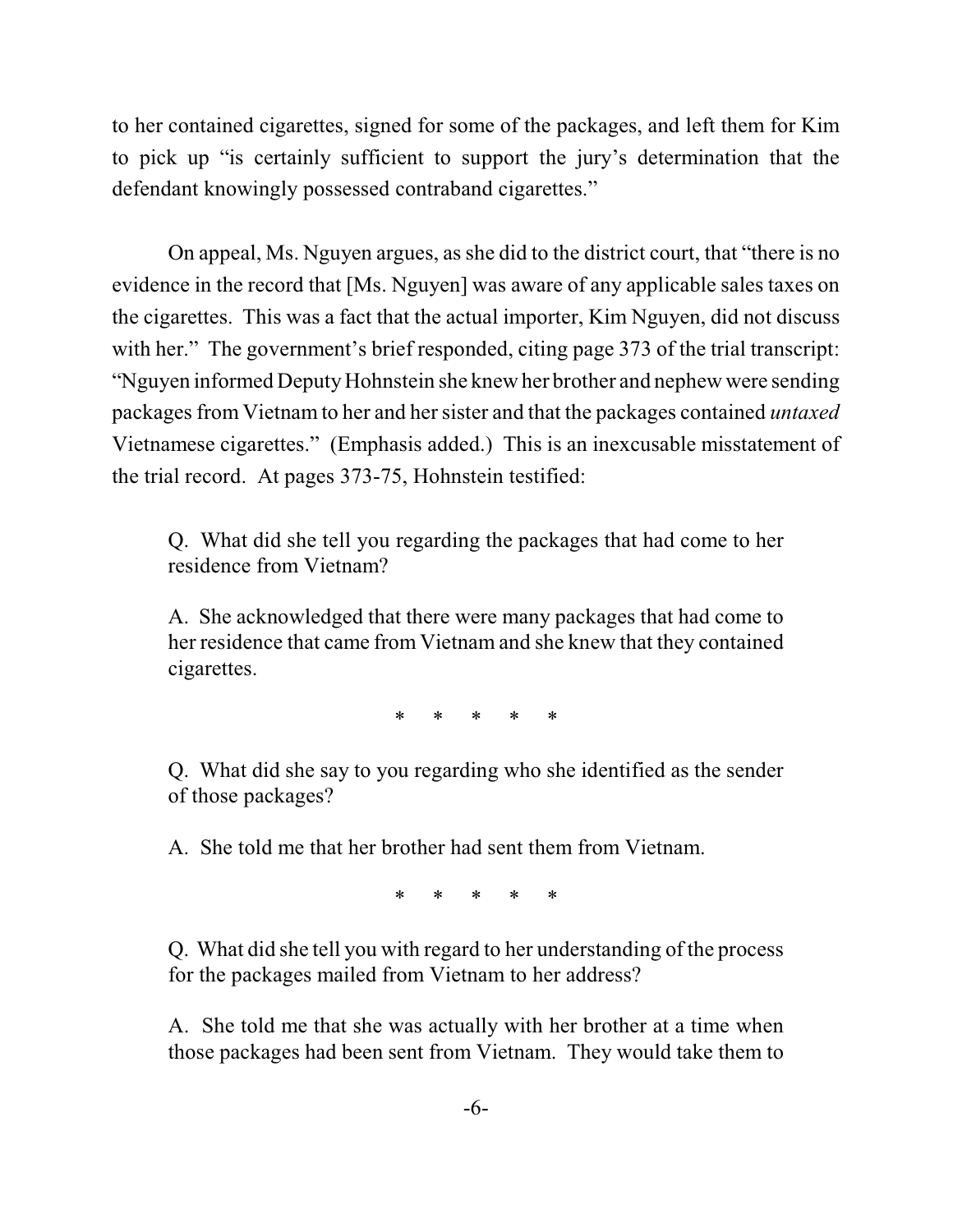to her contained cigarettes, signed for some of the packages, and left them for Kim to pick up "is certainly sufficient to support the jury's determination that the defendant knowingly possessed contraband cigarettes."

On appeal, Ms. Nguyen argues, as she did to the district court, that "there is no evidence in the record that [Ms. Nguyen] was aware of any applicable sales taxes on the cigarettes. This was a fact that the actual importer, Kim Nguyen, did not discuss with her." The government's brief responded, citing page 373 of the trial transcript: "Nguyen informed Deputy Hohnstein she knew her brother and nephew were sending packages from Vietnam to her and her sister and that the packages contained *untaxed* Vietnamese cigarettes." (Emphasis added.) This is an inexcusable misstatement of the trial record. At pages 373-75, Hohnstein testified:

> Q. What did she tell you regarding the packages that had come to her residence from Vietnam?
>
> A. She acknowledged that there were many packages that had come to her residence that came from Vietnam and she knew that they contained cigarettes.
>
> \* \* \* \* \*
>
> Q. What did she say to you regarding who she identified as the sender of those packages?
>
> A. She told me that her brother had sent them from Vietnam.
>
> \* \* \* \* \*
>
> Q. What did she tell you with regard to her understanding of the process for the packages mailed from Vietnam to her address?
>
> A. She told me that she was actually with her brother at a time when those packages had been sent from Vietnam. They would take them to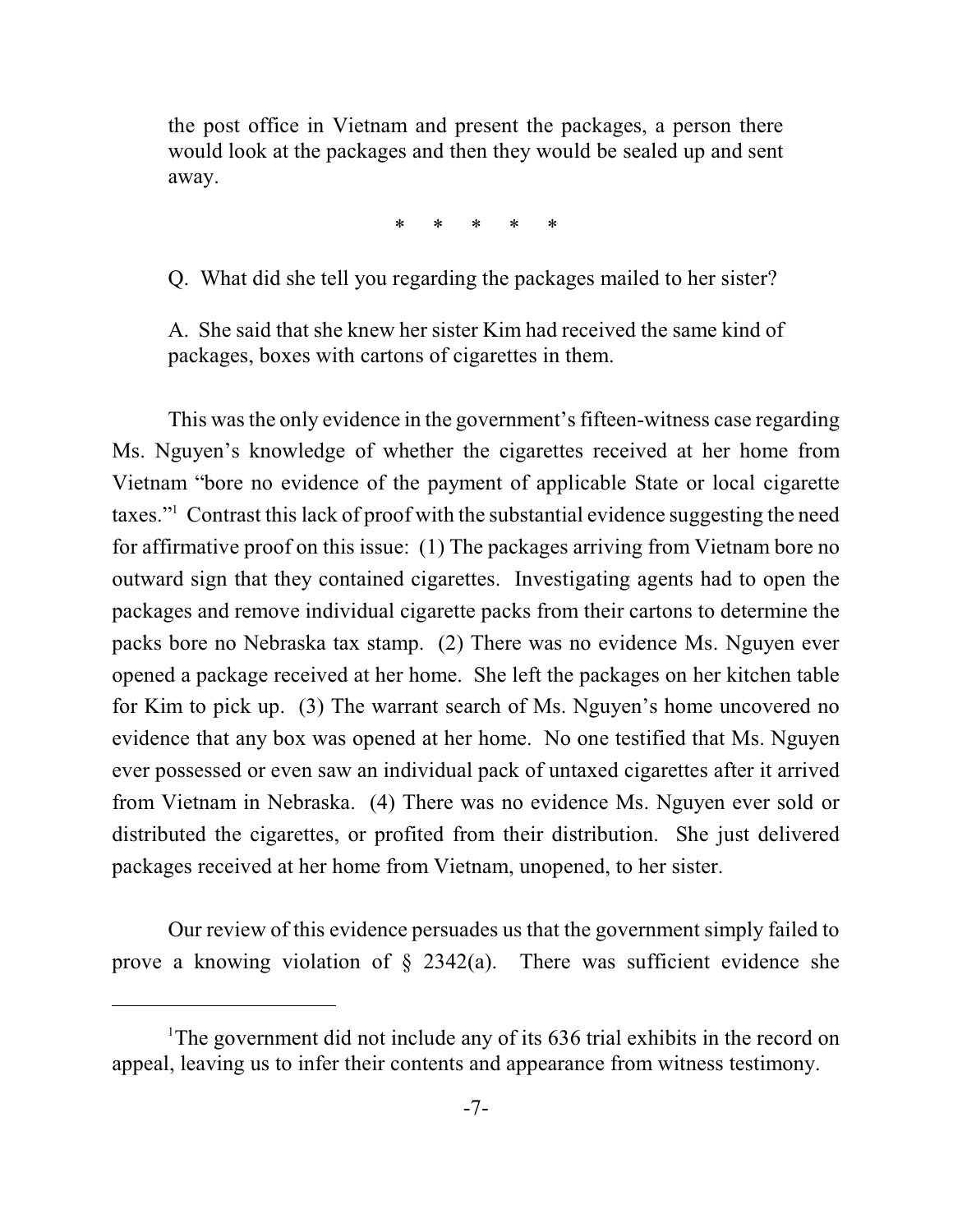the post office in Vietnam and present the packages, a person there would look at the packages and then they would be sealed up and sent away.

\* \* \* \* \*

Q. What did she tell you regarding the packages mailed to her sister?

A. She said that she knew her sister Kim had received the same kind of packages, boxes with cartons of cigarettes in them.

This was the only evidence in the government's fifteen-witness case regarding Ms. Nguyen's knowledge of whether the cigarettes received at her home from Vietnam "bore no evidence of the payment of applicable State or local cigarette taxes."[1] Contrast this lack of proof with the substantial evidence suggesting the need for affirmative proof on this issue: (1) The packages arriving from Vietnam bore no outward sign that they contained cigarettes. Investigating agents had to open the packages and remove individual cigarette packs from their cartons to determine the packs bore no Nebraska tax stamp. (2) There was no evidence Ms. Nguyen ever opened a package received at her home. She left the packages on her kitchen table for Kim to pick up. (3) The warrant search of Ms. Nguyen's home uncovered no evidence that any box was opened at her home. No one testified that Ms. Nguyen ever possessed or even saw an individual pack of untaxed cigarettes after it arrived from Vietnam in Nebraska. (4) There was no evidence Ms. Nguyen ever sold or distributed the cigarettes, or profited from their distribution. She just delivered packages received at her home from Vietnam, unopened, to her sister.

Our review of this evidence persuades us that the government simply failed to prove a knowing violation of § 2342(a). There was sufficient evidence she

---

[1]The government did not include any of its 636 trial exhibits in the record on appeal, leaving us to infer their contents and appearance from witness testimony.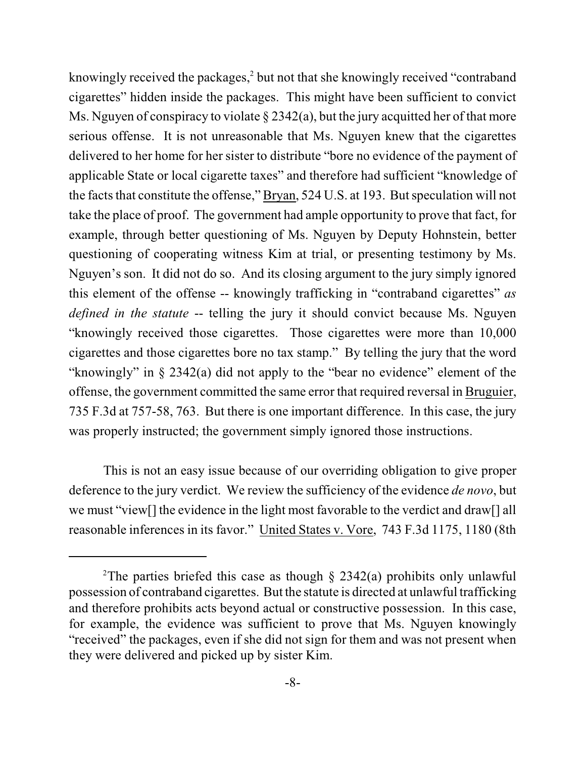knowingly received the packages,[2] but not that she knowingly received "contraband cigarettes" hidden inside the packages. This might have been sufficient to convict Ms. Nguyen of conspiracy to violate § 2342(a), but the jury acquitted her of that more serious offense. It is not unreasonable that Ms. Nguyen knew that the cigarettes delivered to her home for her sister to distribute "bore no evidence of the payment of applicable State or local cigarette taxes" and therefore had sufficient "knowledge of the facts that constitute the offense," Bryan, 524 U.S. at 193. But speculation will not take the place of proof. The government had ample opportunity to prove that fact, for example, through better questioning of Ms. Nguyen by Deputy Hohnstein, better questioning of cooperating witness Kim at trial, or presenting testimony by Ms. Nguyen's son. It did not do so. And its closing argument to the jury simply ignored this element of the offense -- knowingly trafficking in "contraband cigarettes" *as defined in the statute* -- telling the jury it should convict because Ms. Nguyen "knowingly received those cigarettes. Those cigarettes were more than 10,000 cigarettes and those cigarettes bore no tax stamp." By telling the jury that the word "knowingly" in § 2342(a) did not apply to the "bear no evidence" element of the offense, the government committed the same error that required reversal in Bruguier, 735 F.3d at 757-58, 763. But there is one important difference. In this case, the jury was properly instructed; the government simply ignored those instructions.

This is not an easy issue because of our overriding obligation to give proper deference to the jury verdict. We review the sufficiency of the evidence *de novo*, but we must "view[] the evidence in the light most favorable to the verdict and draw[] all reasonable inferences in its favor." United States v. Vore, 743 F.3d 1175, 1180 (8th

---

[2] The parties briefed this case as though § 2342(a) prohibits only unlawful possession of contraband cigarettes. But the statute is directed at unlawful trafficking and therefore prohibits acts beyond actual or constructive possession. In this case, for example, the evidence was sufficient to prove that Ms. Nguyen knowingly "received" the packages, even if she did not sign for them and was not present when they were delivered and picked up by sister Kim.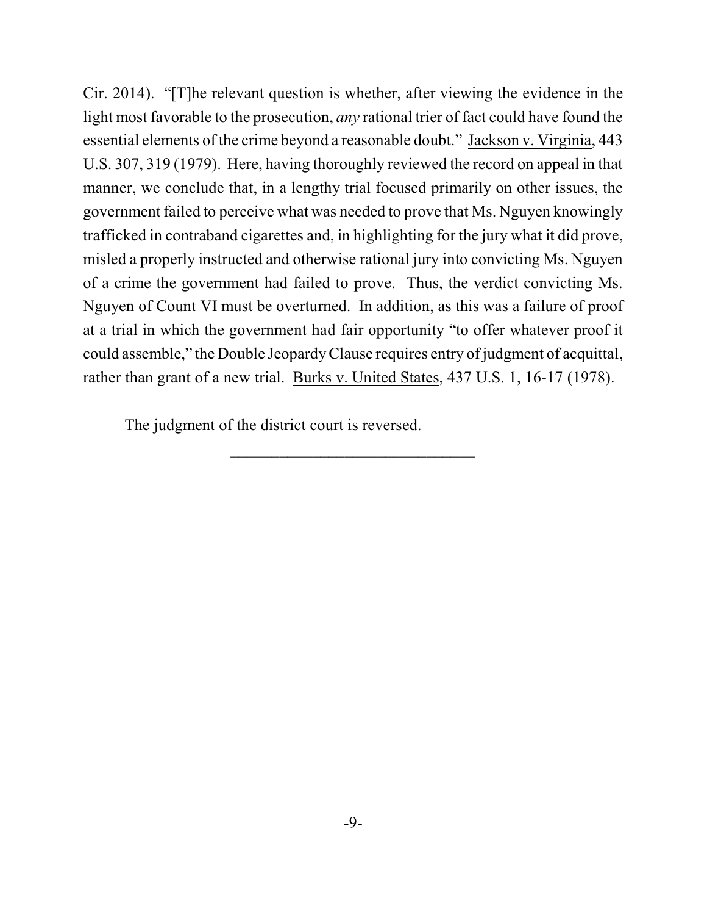Cir. 2014). "[T]he relevant question is whether, after viewing the evidence in the light most favorable to the prosecution, *any* rational trier of fact could have found the essential elements of the crime beyond a reasonable doubt." Jackson v. Virginia, 443 U.S. 307, 319 (1979). Here, having thoroughly reviewed the record on appeal in that manner, we conclude that, in a lengthy trial focused primarily on other issues, the government failed to perceive what was needed to prove that Ms. Nguyen knowingly trafficked in contraband cigarettes and, in highlighting for the jury what it did prove, misled a properly instructed and otherwise rational jury into convicting Ms. Nguyen of a crime the government had failed to prove. Thus, the verdict convicting Ms. Nguyen of Count VI must be overturned. In addition, as this was a failure of proof at a trial in which the government had fair opportunity "to offer whatever proof it could assemble," the Double Jeopardy Clause requires entry of judgment of acquittal, rather than grant of a new trial. Burks v. United States, 437 U.S. 1, 16-17 (1978).

The judgment of the district court is reversed.

______________________________